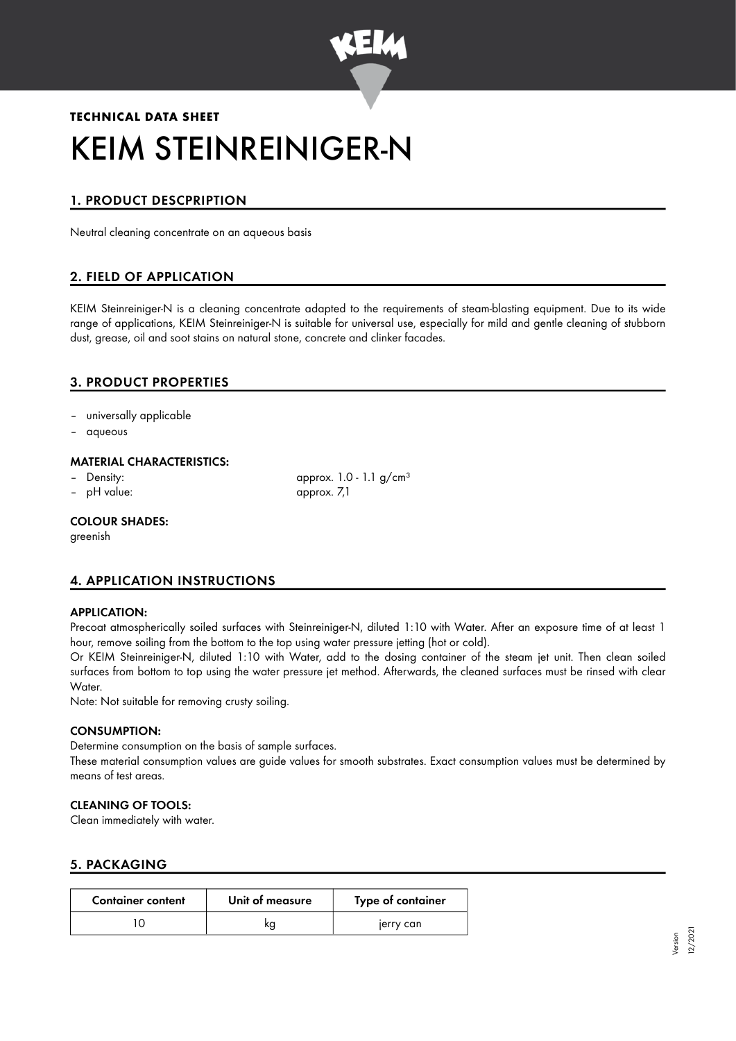**TECHNICAL DATA SHEET**

# KEIM STEINREINIGER-N

## 1. PRODUCT DESCPRIPTION

Neutral cleaning concentrate on an aqueous basis

## 2. FIELD OF APPLICATION

KEIM Steinreiniger-N is a cleaning concentrate adapted to the requirements of steam-blasting equipment. Due to its wide range of applications, KEIM Steinreiniger-N is suitable for universal use, especially for mild and gentle cleaning of stubborn dust, grease, oil and soot stains on natural stone, concrete and clinker facades.

## 3. PRODUCT PROPERTIES

- universally applicable
- aqueous

### MATERIAL CHARACTERISTICS:

- Density: approx. 1.0 - 1.1 g/cm³
- pH value: approx. 7,1

### COLOUR SHADES:

greenish

## 4. APPLICATION INSTRUCTIONS

### APPLICATION:

Precoat atmospherically soiled surfaces with Steinreiniger-N, diluted 1:10 with Water. After an exposure time of at least 1 hour, remove soiling from the bottom to the top using water pressure jetting (hot or cold).

Or KEIM Steinreiniger-N, diluted 1:10 with Water, add to the dosing container of the steam jet unit. Then clean soiled surfaces from bottom to top using the water pressure jet method. Afterwards, the cleaned surfaces must be rinsed with clear Water.

Note: Not suitable for removing crusty soiling.

### CONSUMPTION:

Determine consumption on the basis of sample surfaces.

These material consumption values are guide values for smooth substrates. Exact consumption values must be determined by means of test areas.

### CLEANING OF TOOLS:

Clean immediately with water.

## 5. PACKAGING

| Container content | Unit of measure | Type of container |
|---|---|---|
| 10 | kg | jerry can |

Version 12/2021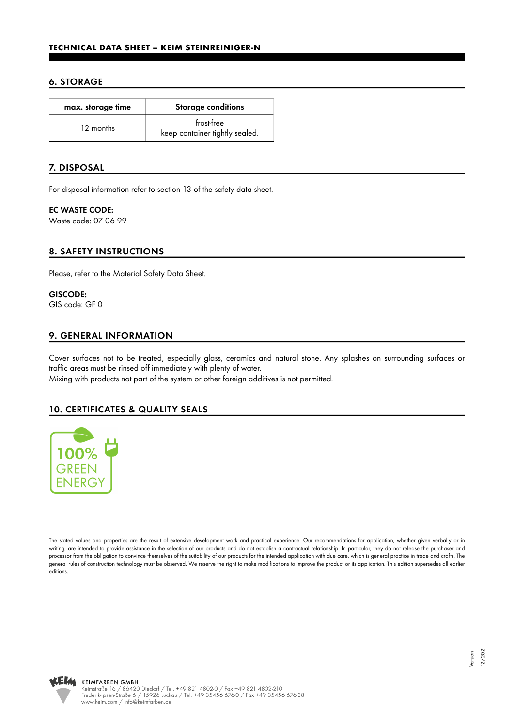## 6. STORAGE

| max. storage time | Storage conditions |
| --- | --- |
| 12 months | frost-free<br>keep container tightly sealed. |

## 7. DISPOSAL

For disposal information refer to section 13 of the safety data sheet.

**EC WASTE CODE:**
Waste code: 07 06 99

## 8. SAFETY INSTRUCTIONS

Please, refer to the Material Safety Data Sheet.

**GISCODE:**
GIS code: GF 0

## 9. GENERAL INFORMATION

Cover surfaces not to be treated, especially glass, ceramics and natural stone. Any splashes on surrounding surfaces or traffic areas must be rinsed off immediately with plenty of water.
Mixing with products not part of the system or other foreign additives is not permitted.

## 10. CERTIFICATES & QUALITY SEALS

100% GREEN ENERGY

The stated values and properties are the result of extensive development work and practical experience. Our recommendations for application, whether given verbally or in writing, are intended to provide assistance in the selection of our products and do not establish a contractual relationship. In particular, they do not release the purchaser and processor from the obligation to convince themselves of the suitability of our products for the intended application with due care, which is general practice in trade and crafts. The general rules of construction technology must be observed. We reserve the right to make modifications to improve the product or its application. This edition supersedes all earlier editions.

Version 12/2021

KEIMFARBEN GMBH
Keimstraße 16 / 86420 Diedorf / Tel. +49 821 4802-0 / Fax +49 821 4802-210
Frederik-Ipsen-Straße 6 / 15926 Luckau / Tel. +49 35456 676-0 / Fax +49 35456 676-38
www.keim.com / info@keimfarben.de